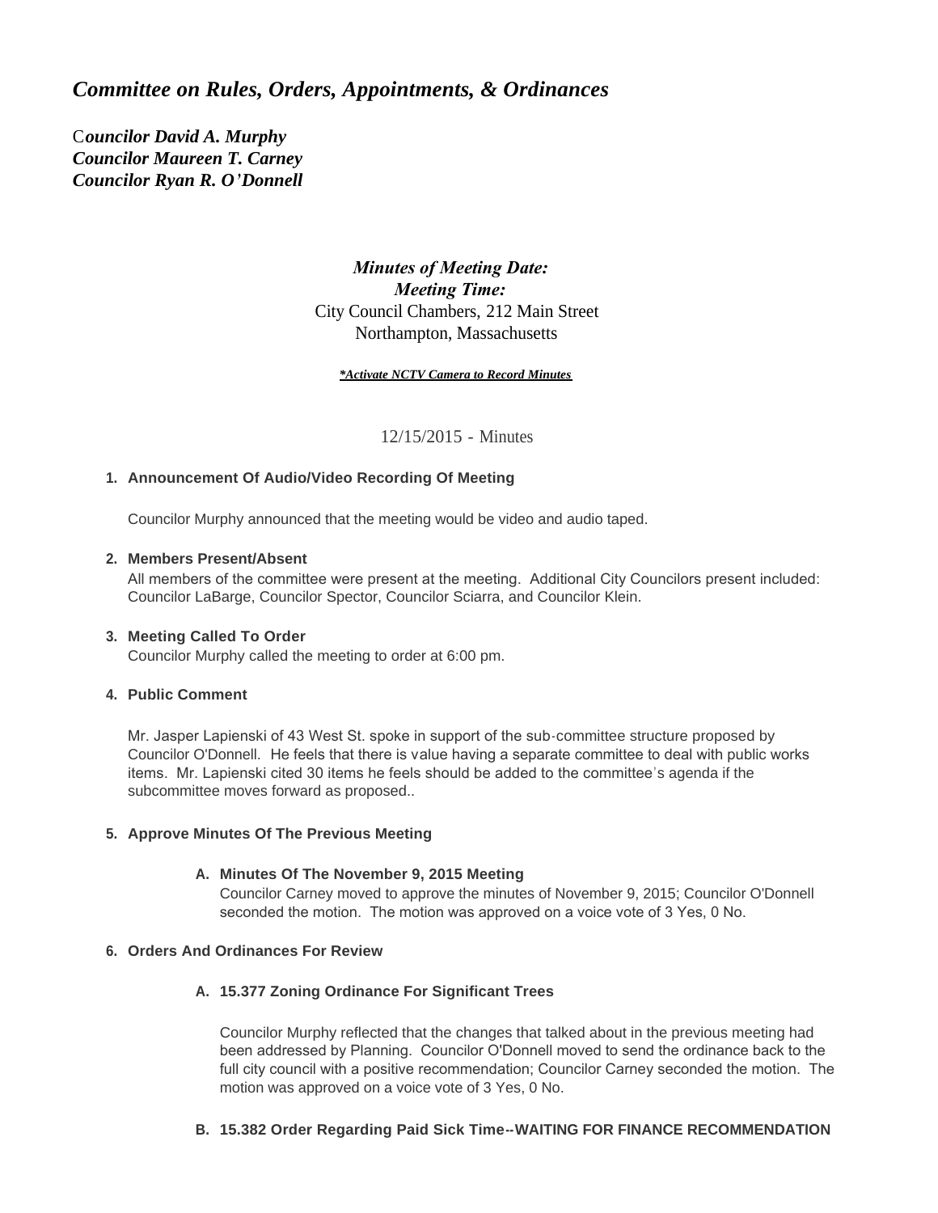# *Committee on Rules, Orders, Appointments, & Ordinances*

***Councilor David A. Murphy***
***Councilor Maureen T. Carney***
***Councilor Ryan R. O'Donnell***

*Minutes of Meeting Date:*
*Meeting Time:*
City Council Chambers, 212 Main Street
Northampton, Massachusetts

***Activate NCTV Camera to Record Minutes***

12/15/2015 - Minutes

**1. Announcement Of Audio/Video Recording Of Meeting**

Councilor Murphy announced that the meeting would be video and audio taped.

**2. Members Present/Absent**

All members of the committee were present at the meeting. Additional City Councilors present included: Councilor LaBarge, Councilor Spector, Councilor Sciarra, and Councilor Klein.

**3. Meeting Called To Order**

Councilor Murphy called the meeting to order at 6:00 pm.

**4. Public Comment**

Mr. Jasper Lapienski of 43 West St. spoke in support of the sub-committee structure proposed by Councilor O'Donnell. He feels that there is value having a separate committee to deal with public works items. Mr. Lapienski cited 30 items he feels should be added to the committee's agenda if the subcommittee moves forward as proposed..

**5. Approve Minutes Of The Previous Meeting**

**A. Minutes Of The November 9, 2015 Meeting**

Councilor Carney moved to approve the minutes of November 9, 2015; Councilor O'Donnell seconded the motion. The motion was approved on a voice vote of 3 Yes, 0 No.

**6. Orders And Ordinances For Review**

**A. 15.377 Zoning Ordinance For Significant Trees**

Councilor Murphy reflected that the changes that talked about in the previous meeting had been addressed by Planning. Councilor O'Donnell moved to send the ordinance back to the full city council with a positive recommendation; Councilor Carney seconded the motion. The motion was approved on a voice vote of 3 Yes, 0 No.

**B. 15.382 Order Regarding Paid Sick Time--WAITING FOR FINANCE RECOMMENDATION**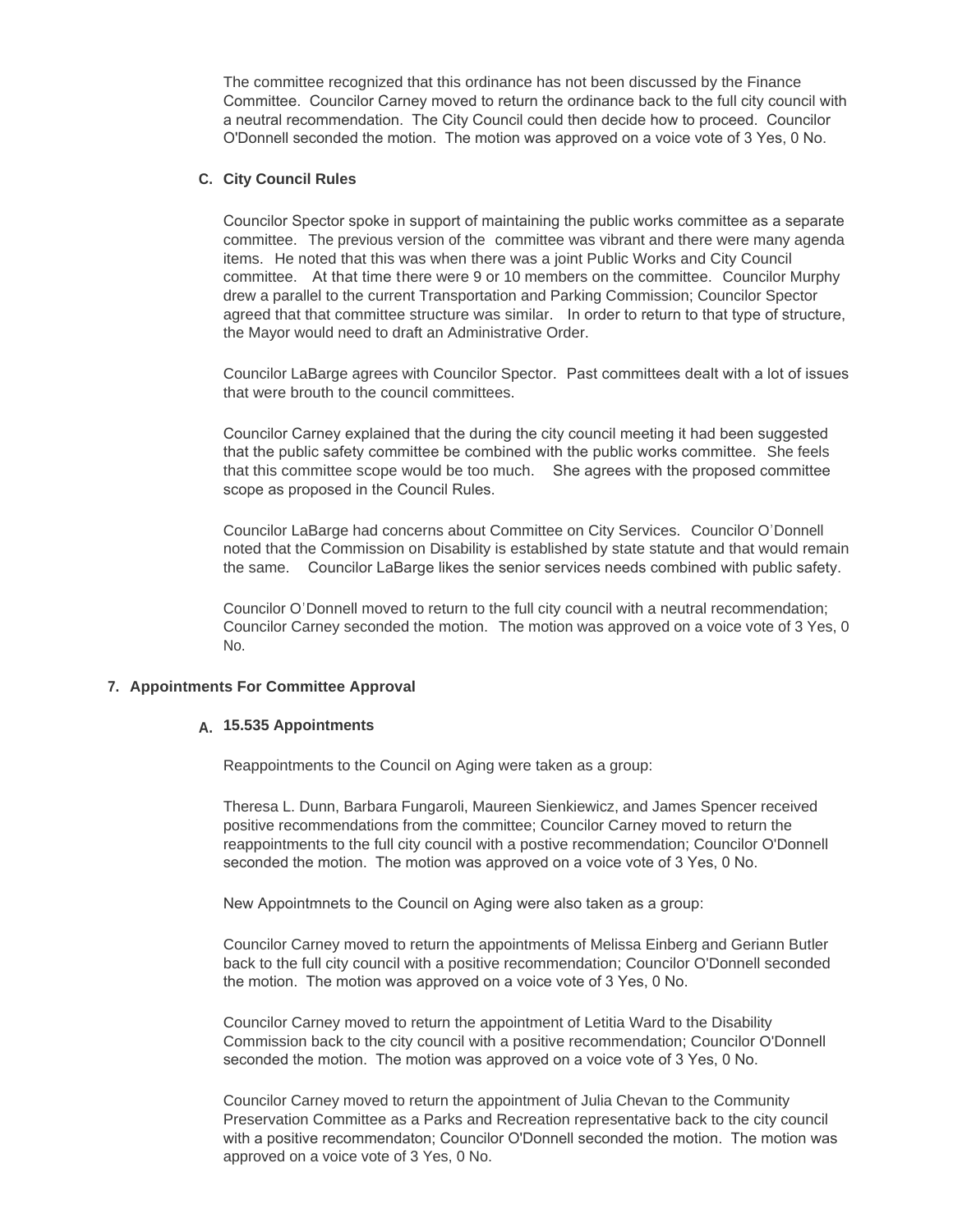The committee recognized that this ordinance has not been discussed by the Finance Committee. Councilor Carney moved to return the ordinance back to the full city council with a neutral recommendation. The City Council could then decide how to proceed. Councilor O'Donnell seconded the motion. The motion was approved on a voice vote of 3 Yes, 0 No.

### C. City Council Rules

Councilor Spector spoke in support of maintaining the public works committee as a separate committee. The previous version of the committee was vibrant and there were many agenda items. He noted that this was when there was a joint Public Works and City Council committee. At that time there were 9 or 10 members on the committee. Councilor Murphy drew a parallel to the current Transportation and Parking Commission; Councilor Spector agreed that that committee structure was similar. In order to return to that type of structure, the Mayor would need to draft an Administrative Order.

Councilor LaBarge agrees with Councilor Spector. Past committees dealt with a lot of issues that were brouth to the council committees.

Councilor Carney explained that the during the city council meeting it had been suggested that the public safety committee be combined with the public works committee. She feels that this committee scope would be too much. She agrees with the proposed committee scope as proposed in the Council Rules.

Councilor LaBarge had concerns about Committee on City Services. Councilor O'Donnell noted that the Commission on Disability is established by state statute and that would remain the same. Councilor LaBarge likes the senior services needs combined with public safety.

Councilor O'Donnell moved to return to the full city council with a neutral recommendation; Councilor Carney seconded the motion. The motion was approved on a voice vote of 3 Yes, 0 No.

## 7. Appointments For Committee Approval

### A. 15.535 Appointments

Reappointments to the Council on Aging were taken as a group:

Theresa L. Dunn, Barbara Fungaroli, Maureen Sienkiewicz, and James Spencer received positive recommendations from the committee; Councilor Carney moved to return the reappointments to the full city council with a postive recommendation; Councilor O'Donnell seconded the motion. The motion was approved on a voice vote of 3 Yes, 0 No.

New Appointmnets to the Council on Aging were also taken as a group:

Councilor Carney moved to return the appointments of Melissa Einberg and Geriann Butler back to the full city council with a positive recommendation; Councilor O'Donnell seconded the motion. The motion was approved on a voice vote of 3 Yes, 0 No.

Councilor Carney moved to return the appointment of Letitia Ward to the Disability Commission back to the city council with a positive recommendation; Councilor O'Donnell seconded the motion. The motion was approved on a voice vote of 3 Yes, 0 No.

Councilor Carney moved to return the appointment of Julia Chevan to the Community Preservation Committee as a Parks and Recreation representative back to the city council with a positive recommendaton; Councilor O'Donnell seconded the motion. The motion was approved on a voice vote of 3 Yes, 0 No.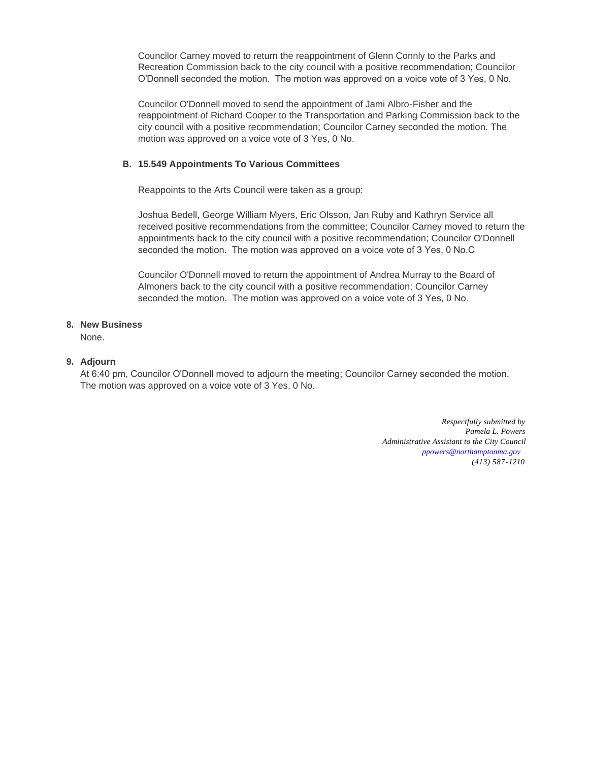Councilor Carney moved to return the reappointment of Glenn Connly to the Parks and Recreation Commission back to the city council with a positive recommendation; Councilor O'Donnell seconded the motion. The motion was approved on a voice vote of 3 Yes, 0 No.

Councilor O'Donnell moved to send the appointment of Jami Albro-Fisher and the reappointment of Richard Cooper to the Transportation and Parking Commission back to the city council with a positive recommendation; Councilor Carney seconded the motion. The motion was approved on a voice vote of 3 Yes, 0 No.

### B. 15.549 Appointments To Various Committees

Reappoints to the Arts Council were taken as a group:

Joshua Bedell, George William Myers, Eric Olsson, Jan Ruby and Kathryn Service all received positive recommendations from the committee; Councilor Carney moved to return the appointments back to the city council with a positive recommendation; Councilor O'Donnell seconded the motion. The motion was approved on a voice vote of 3 Yes, 0 No.C

Councilor O'Donnell moved to return the appointment of Andrea Murray to the Board of Almoners back to the city council with a positive recommendation; Councilor Carney seconded the motion. The motion was approved on a voice vote of 3 Yes, 0 No.

## 8. New Business

None.

## 9. Adjourn

At 6:40 pm, Councilor O'Donnell moved to adjourn the meeting; Councilor Carney seconded the motion. The motion was approved on a voice vote of 3 Yes, 0 No.

*Respectfully submitted by*
*Pamela L. Powers*
*Administrative Assistant to the City Council*
*ppowers@northamptonma.gov*
*(413) 587-1210*